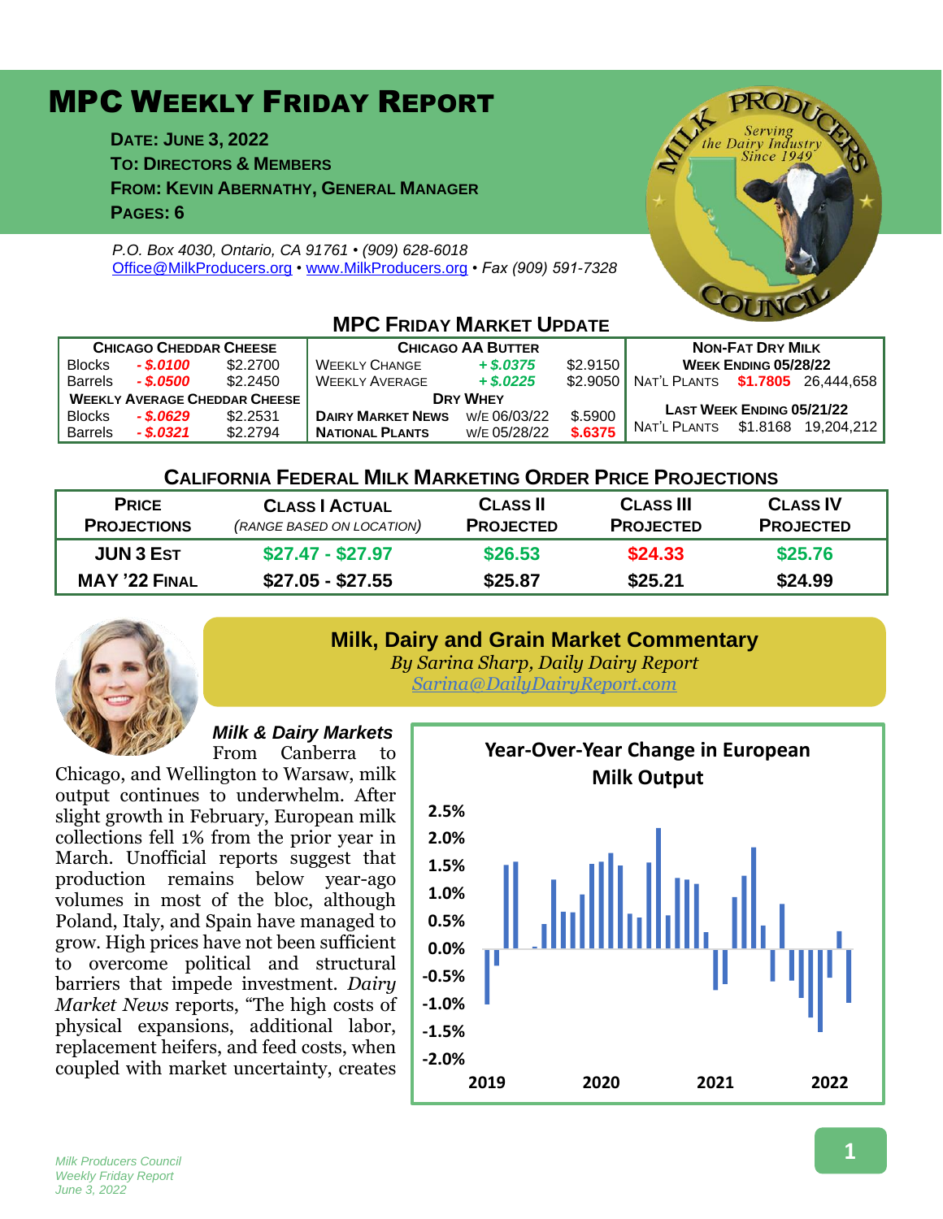# MPC WEEKLY FRIDAY REPORT

**DATE: JUNE 3, 2022**
**TO: DIRECTORS & MEMBERS**
**FROM: KEVIN ABERNATHY, GENERAL MANAGER**
**PAGES: 6**

*P.O. Box 4030, Ontario, CA 91761 • (909) 628-6018*
*Office@MilkProducers.org • www.MilkProducers.org • Fax (909) 591-7328*

## MPC FRIDAY MARKET UPDATE

| CHICAGO CHEDDAR CHEESE | | | CHICAGO AA BUTTER | | | NON-FAT DRY MILK | | |
|---|---|---|---|---|---|---|---|---|
| Blocks | - $.0100 | $2.2700 | WEEKLY CHANGE | + $.0375 | $2.9150 | WEEK ENDING 05/28/22 | | |
| Barrels | - $.0500 | $2.2450 | WEEKLY AVERAGE | + $.0225 | $2.9050 | NAT'L PLANTS | $1.7805 | 26,444,658 |
| WEEKLY AVERAGE CHEDDAR CHEESE | | | DRY WHEY | | | LAST WEEK ENDING 05/21/22 | | |
| Blocks | - $.0629 | $2.2531 | DAIRY MARKET NEWS | W/E 06/03/22 | $.5900 | NAT'L PLANTS | $1.8168 | 19,204,212 |
| Barrels | - $.0321 | $2.2794 | NATIONAL PLANTS | W/E 05/28/22 | $.6375 | | | |

## CALIFORNIA FEDERAL MILK MARKETING ORDER PRICE PROJECTIONS

| PRICE PROJECTIONS | CLASS I ACTUAL *(RANGE BASED ON LOCATION)* | CLASS II PROJECTED | CLASS III PROJECTED | CLASS IV PROJECTED |
|---|---|---|---|---|
| JUN 3 EST | $27.47 - $27.97 | $26.53 | $24.33 | $25.76 |
| MAY '22 FINAL | $27.05 - $27.55 | $25.87 | $25.21 | $24.99 |

## Milk, Dairy and Grain Market Commentary

*By Sarina Sharp, Daily Dairy Report*
*Sarina@DailyDairyReport.com*

### *Milk & Dairy Markets*

From Canberra to Chicago, and Wellington to Warsaw, milk output continues to underwhelm. After slight growth in February, European milk collections fell 1% from the prior year in March. Unofficial reports suggest that production remains below year-ago volumes in most of the bloc, although Poland, Italy, and Spain have managed to grow. High prices have not been sufficient to overcome political and structural barriers that impede investment. *Dairy Market News* reports, "The high costs of physical expansions, additional labor, replacement heifers, and feed costs, when coupled with market uncertainty, creates

**Year-Over-Year Change in European Milk Output**

[Bar chart: y-axis from -2.0% to 2.5%; x-axis 2019, 2020, 2021, 2022]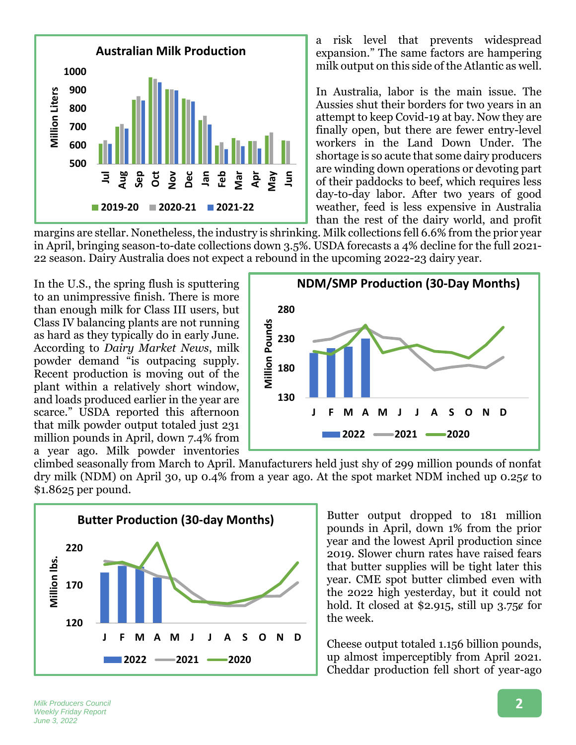a risk level that prevents widespread expansion." The same factors are hampering milk output on this side of the Atlantic as well.

In Australia, labor is the main issue. The Aussies shut their borders for two years in an attempt to keep Covid-19 at bay. Now they are finally open, but there are fewer entry-level workers in the Land Down Under. The shortage is so acute that some dairy producers are winding down operations or devoting part of their paddocks to beef, which requires less day-to-day labor. After two years of good weather, feed is less expensive in Australia than the rest of the dairy world, and profit margins are stellar. Nonetheless, the industry is shrinking. Milk collections fell 6.6% from the prior year in April, bringing season-to-date collections down 3.5%. USDA forecasts a 4% decline for the full 2021-22 season. Dairy Australia does not expect a rebound in the upcoming 2022-23 dairy year.

In the U.S., the spring flush is sputtering to an unimpressive finish. There is more than enough milk for Class III users, but Class IV balancing plants are not running as hard as they typically do in early June. According to *Dairy Market News*, milk powder demand "is outpacing supply. Recent production is moving out of the plant within a relatively short window, and loads produced earlier in the year are scarce." USDA reported this afternoon that milk powder output totaled just 231 million pounds in April, down 7.4% from a year ago. Milk powder inventories climbed seasonally from March to April. Manufacturers held just shy of 299 million pounds of nonfat dry milk (NDM) on April 30, up 0.4% from a year ago. At the spot market NDM inched up 0.25¢ to $1.8625 per pound.

Butter output dropped to 181 million pounds in April, down 1% from the prior year and the lowest April production since 2019. Slower churn rates have raised fears that butter supplies will be tight later this year. CME spot butter climbed even with the 2022 high yesterday, but it could not hold. It closed at $2.915, still up 3.75¢ for the week.

Cheese output totaled 1.156 billion pounds, up almost imperceptibly from April 2021. Cheddar production fell short of year-ago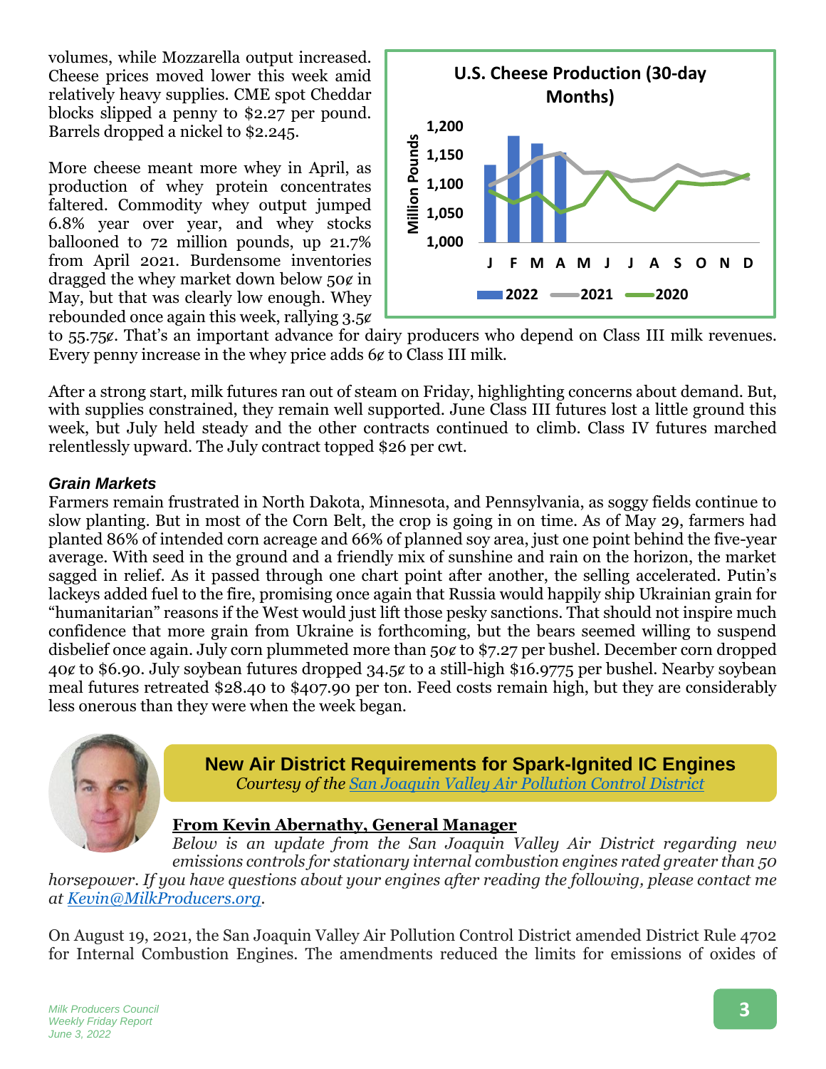volumes, while Mozzarella output increased. Cheese prices moved lower this week amid relatively heavy supplies. CME spot Cheddar blocks slipped a penny to $2.27 per pound. Barrels dropped a nickel to $2.245.

More cheese meant more whey in April, as production of whey protein concentrates faltered. Commodity whey output jumped 6.8% year over year, and whey stocks ballooned to 72 million pounds, up 21.7% from April 2021. Burdensome inventories dragged the whey market down below 50¢ in May, but that was clearly low enough. Whey rebounded once again this week, rallying 3.5¢ to 55.75¢. That's an important advance for dairy producers who depend on Class III milk revenues. Every penny increase in the whey price adds 6¢ to Class III milk.

After a strong start, milk futures ran out of steam on Friday, highlighting concerns about demand. But, with supplies constrained, they remain well supported. June Class III futures lost a little ground this week, but July held steady and the other contracts continued to climb. Class IV futures marched relentlessly upward. The July contract topped $26 per cwt.

### *Grain Markets*

Farmers remain frustrated in North Dakota, Minnesota, and Pennsylvania, as soggy fields continue to slow planting. But in most of the Corn Belt, the crop is going in on time. As of May 29, farmers had planted 86% of intended corn acreage and 66% of planned soy area, just one point behind the five-year average. With seed in the ground and a friendly mix of sunshine and rain on the horizon, the market sagged in relief. As it passed through one chart point after another, the selling accelerated. Putin's lackeys added fuel to the fire, promising once again that Russia would happily ship Ukrainian grain for "humanitarian" reasons if the West would just lift those pesky sanctions. That should not inspire much confidence that more grain from Ukraine is forthcoming, but the bears seemed willing to suspend disbelief once again. July corn plummeted more than 50¢ to $7.27 per bushel. December corn dropped 40¢ to $6.90. July soybean futures dropped 34.5¢ to a still-high $16.9775 per bushel. Nearby soybean meal futures retreated $28.40 to $407.90 per ton. Feed costs remain high, but they are considerably less onerous than they were when the week began.

## New Air District Requirements for Spark-Ignited IC Engines

*Courtesy of the San Joaquin Valley Air Pollution Control District*

**From Kevin Abernathy, General Manager**

*Below is an update from the San Joaquin Valley Air District regarding new emissions controls for stationary internal combustion engines rated greater than 50 horsepower. If you have questions about your engines after reading the following, please contact me at Kevin@MilkProducers.org.*

On August 19, 2021, the San Joaquin Valley Air Pollution Control District amended District Rule 4702 for Internal Combustion Engines. The amendments reduced the limits for emissions of oxides of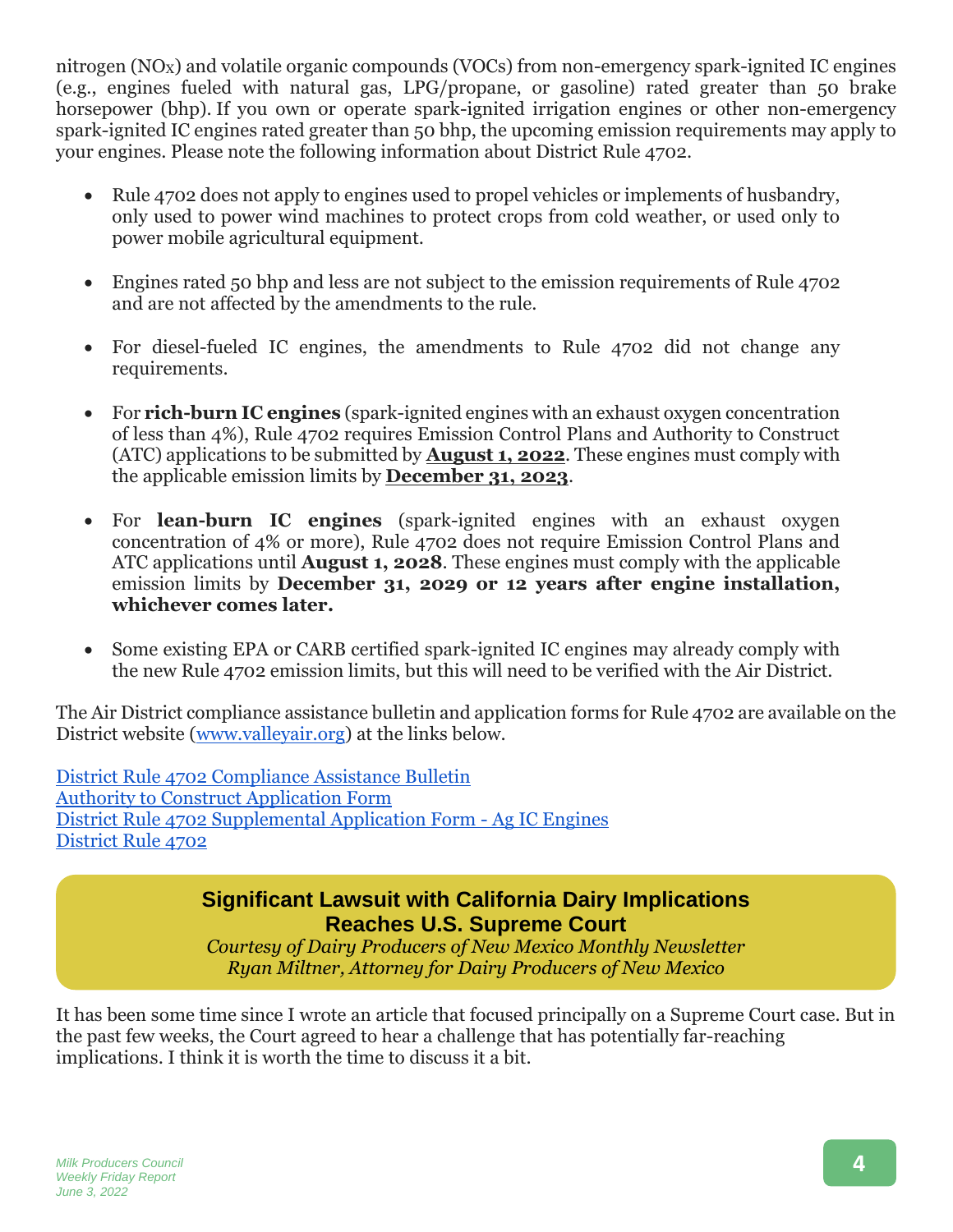nitrogen ($NO_X$) and volatile organic compounds (VOCs) from non-emergency spark-ignited IC engines (e.g., engines fueled with natural gas, LPG/propane, or gasoline) rated greater than 50 brake horsepower (bhp). If you own or operate spark-ignited irrigation engines or other non-emergency spark-ignited IC engines rated greater than 50 bhp, the upcoming emission requirements may apply to your engines. Please note the following information about District Rule 4702.

- Rule 4702 does not apply to engines used to propel vehicles or implements of husbandry, only used to power wind machines to protect crops from cold weather, or used only to power mobile agricultural equipment.
- Engines rated 50 bhp and less are not subject to the emission requirements of Rule 4702 and are not affected by the amendments to the rule.
- For diesel-fueled IC engines, the amendments to Rule 4702 did not change any requirements.
- For **rich-burn IC engines** (spark-ignited engines with an exhaust oxygen concentration of less than 4%), Rule 4702 requires Emission Control Plans and Authority to Construct (ATC) applications to be submitted by **August 1, 2022**. These engines must comply with the applicable emission limits by **December 31, 2023**.
- For **lean-burn IC engines** (spark-ignited engines with an exhaust oxygen concentration of 4% or more), Rule 4702 does not require Emission Control Plans and ATC applications until **August 1, 2028**. These engines must comply with the applicable emission limits by **December 31, 2029 or 12 years after engine installation, whichever comes later.**
- Some existing EPA or CARB certified spark-ignited IC engines may already comply with the new Rule 4702 emission limits, but this will need to be verified with the Air District.

The Air District compliance assistance bulletin and application forms for Rule 4702 are available on the District website (www.valleyair.org) at the links below.

District Rule 4702 Compliance Assistance Bulletin
Authority to Construct Application Form
District Rule 4702 Supplemental Application Form - Ag IC Engines
District Rule 4702

## Significant Lawsuit with California Dairy Implications Reaches U.S. Supreme Court

*Courtesy of Dairy Producers of New Mexico Monthly Newsletter*
*Ryan Miltner, Attorney for Dairy Producers of New Mexico*

It has been some time since I wrote an article that focused principally on a Supreme Court case. But in the past few weeks, the Court agreed to hear a challenge that has potentially far-reaching implications. I think it is worth the time to discuss it a bit.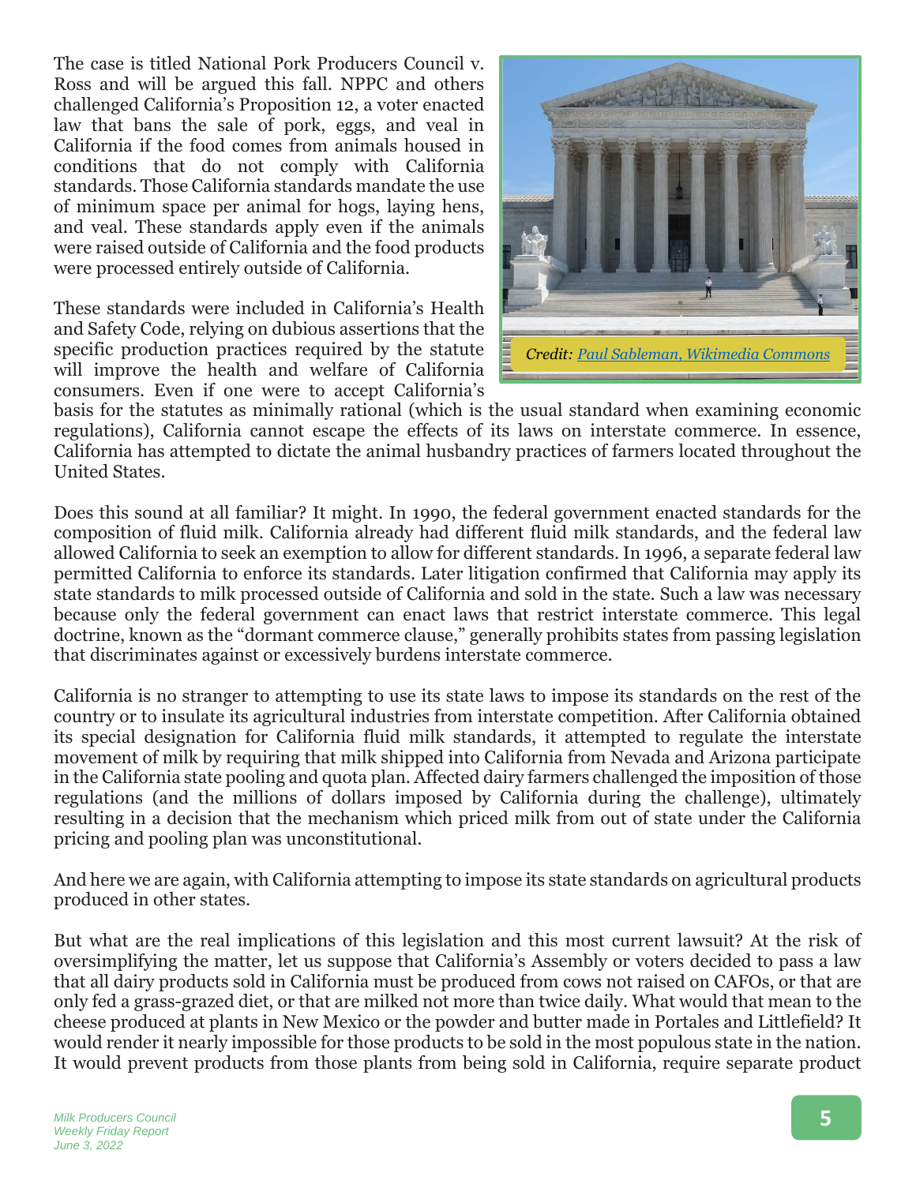The case is titled National Pork Producers Council v. Ross and will be argued this fall. NPPC and others challenged California's Proposition 12, a voter enacted law that bans the sale of pork, eggs, and veal in California if the food comes from animals housed in conditions that do not comply with California standards. Those California standards mandate the use of minimum space per animal for hogs, laying hens, and veal. These standards apply even if the animals were raised outside of California and the food products were processed entirely outside of California.

*Credit: Paul Sableman, Wikimedia Commons*

These standards were included in California's Health and Safety Code, relying on dubious assertions that the specific production practices required by the statute will improve the health and welfare of California consumers. Even if one were to accept California's basis for the statutes as minimally rational (which is the usual standard when examining economic regulations), California cannot escape the effects of its laws on interstate commerce. In essence, California has attempted to dictate the animal husbandry practices of farmers located throughout the United States.

Does this sound at all familiar? It might. In 1990, the federal government enacted standards for the composition of fluid milk. California already had different fluid milk standards, and the federal law allowed California to seek an exemption to allow for different standards. In 1996, a separate federal law permitted California to enforce its standards. Later litigation confirmed that California may apply its state standards to milk processed outside of California and sold in the state. Such a law was necessary because only the federal government can enact laws that restrict interstate commerce. This legal doctrine, known as the "dormant commerce clause," generally prohibits states from passing legislation that discriminates against or excessively burdens interstate commerce.

California is no stranger to attempting to use its state laws to impose its standards on the rest of the country or to insulate its agricultural industries from interstate competition. After California obtained its special designation for California fluid milk standards, it attempted to regulate the interstate movement of milk by requiring that milk shipped into California from Nevada and Arizona participate in the California state pooling and quota plan. Affected dairy farmers challenged the imposition of those regulations (and the millions of dollars imposed by California during the challenge), ultimately resulting in a decision that the mechanism which priced milk from out of state under the California pricing and pooling plan was unconstitutional.

And here we are again, with California attempting to impose its state standards on agricultural products produced in other states.

But what are the real implications of this legislation and this most current lawsuit? At the risk of oversimplifying the matter, let us suppose that California's Assembly or voters decided to pass a law that all dairy products sold in California must be produced from cows not raised on CAFOs, or that are only fed a grass-grazed diet, or that are milked not more than twice daily. What would that mean to the cheese produced at plants in New Mexico or the powder and butter made in Portales and Littlefield? It would render it nearly impossible for those products to be sold in the most populous state in the nation. It would prevent products from those plants from being sold in California, require separate product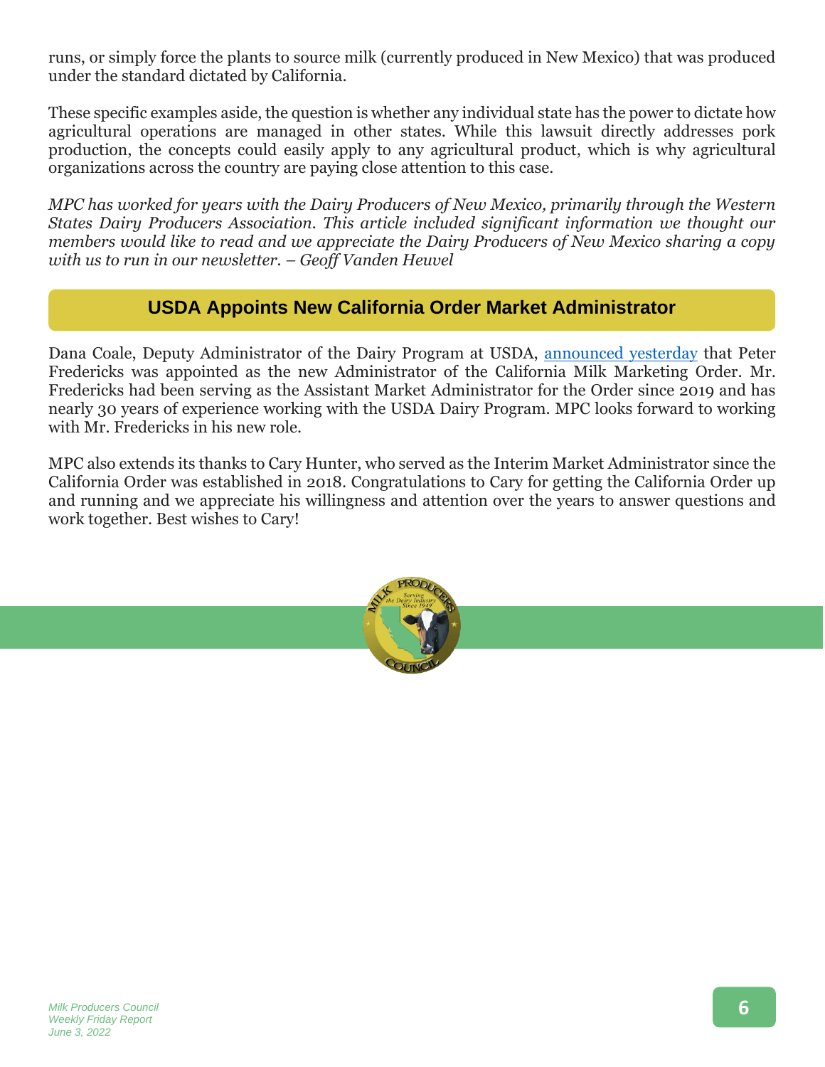runs, or simply force the plants to source milk (currently produced in New Mexico) that was produced under the standard dictated by California.

These specific examples aside, the question is whether any individual state has the power to dictate how agricultural operations are managed in other states. While this lawsuit directly addresses pork production, the concepts could easily apply to any agricultural product, which is why agricultural organizations across the country are paying close attention to this case.

*MPC has worked for years with the Dairy Producers of New Mexico, primarily through the Western States Dairy Producers Association. This article included significant information we thought our members would like to read and we appreciate the Dairy Producers of New Mexico sharing a copy with us to run in our newsletter. – Geoff Vanden Heuvel*

## USDA Appoints New California Order Market Administrator

Dana Coale, Deputy Administrator of the Dairy Program at USDA, announced yesterday that Peter Fredericks was appointed as the new Administrator of the California Milk Marketing Order. Mr. Fredericks had been serving as the Assistant Market Administrator for the Order since 2019 and has nearly 30 years of experience working with the USDA Dairy Program. MPC looks forward to working with Mr. Fredericks in his new role.

MPC also extends its thanks to Cary Hunter, who served as the Interim Market Administrator since the California Order was established in 2018. Congratulations to Cary for getting the California Order up and running and we appreciate his willingness and attention over the years to answer questions and work together. Best wishes to Cary!